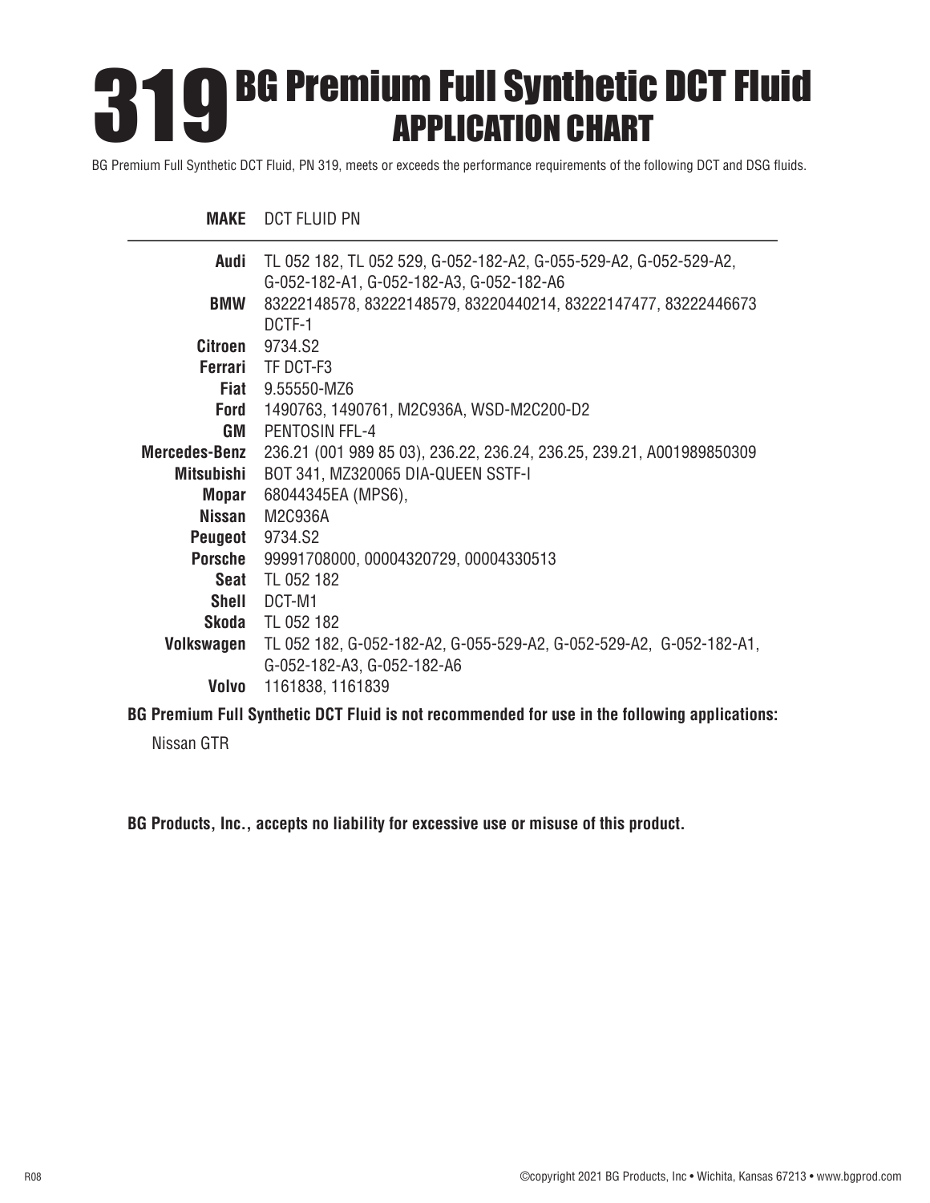# 319 BG Premium Full Synthetic DCT Fluid
## APPLICATION CHART

BG Premium Full Synthetic DCT Fluid, PN 319, meets or exceeds the performance requirements of the following DCT and DSG fluids.

| MAKE | DCT FLUID PN |
|---|---|
| **Audi** | TL 052 182, TL 052 529, G-052-182-A2, G-055-529-A2, G-052-529-A2, G-052-182-A1, G-052-182-A3, G-052-182-A6 |
| **BMW** | 83222148578, 83222148579, 83220440214, 83222147477, 83222446673 DCTF-1 |
| **Citroen** | 9734.S2 |
| **Ferrari** | TF DCT-F3 |
| **Fiat** | 9.55550-MZ6 |
| **Ford** | 1490763, 1490761, M2C936A, WSD-M2C200-D2 |
| **GM** | PENTOSIN FFL-4 |
| **Mercedes-Benz** | 236.21 (001 989 85 03), 236.22, 236.24, 236.25, 239.21, A001989850309 |
| **Mitsubishi** | BOT 341, MZ320065 DIA-QUEEN SSTF-I |
| **Mopar** | 68044345EA (MPS6), |
| **Nissan** | M2C936A |
| **Peugeot** | 9734.S2 |
| **Porsche** | 99991708000, 00004320729, 00004330513 |
| **Seat** | TL 052 182 |
| **Shell** | DCT-M1 |
| **Skoda** | TL 052 182 |
| **Volkswagen** | TL 052 182, G-052-182-A2, G-055-529-A2, G-052-529-A2, G-052-182-A1, G-052-182-A3, G-052-182-A6 |
| **Volvo** | 1161838, 1161839 |

**BG Premium Full Synthetic DCT Fluid is not recommended for use in the following applications:**

Nissan GTR

**BG Products, Inc., accepts no liability for excessive use or misuse of this product.**

R08

©copyright 2021 BG Products, Inc • Wichita, Kansas 67213 • www.bgprod.com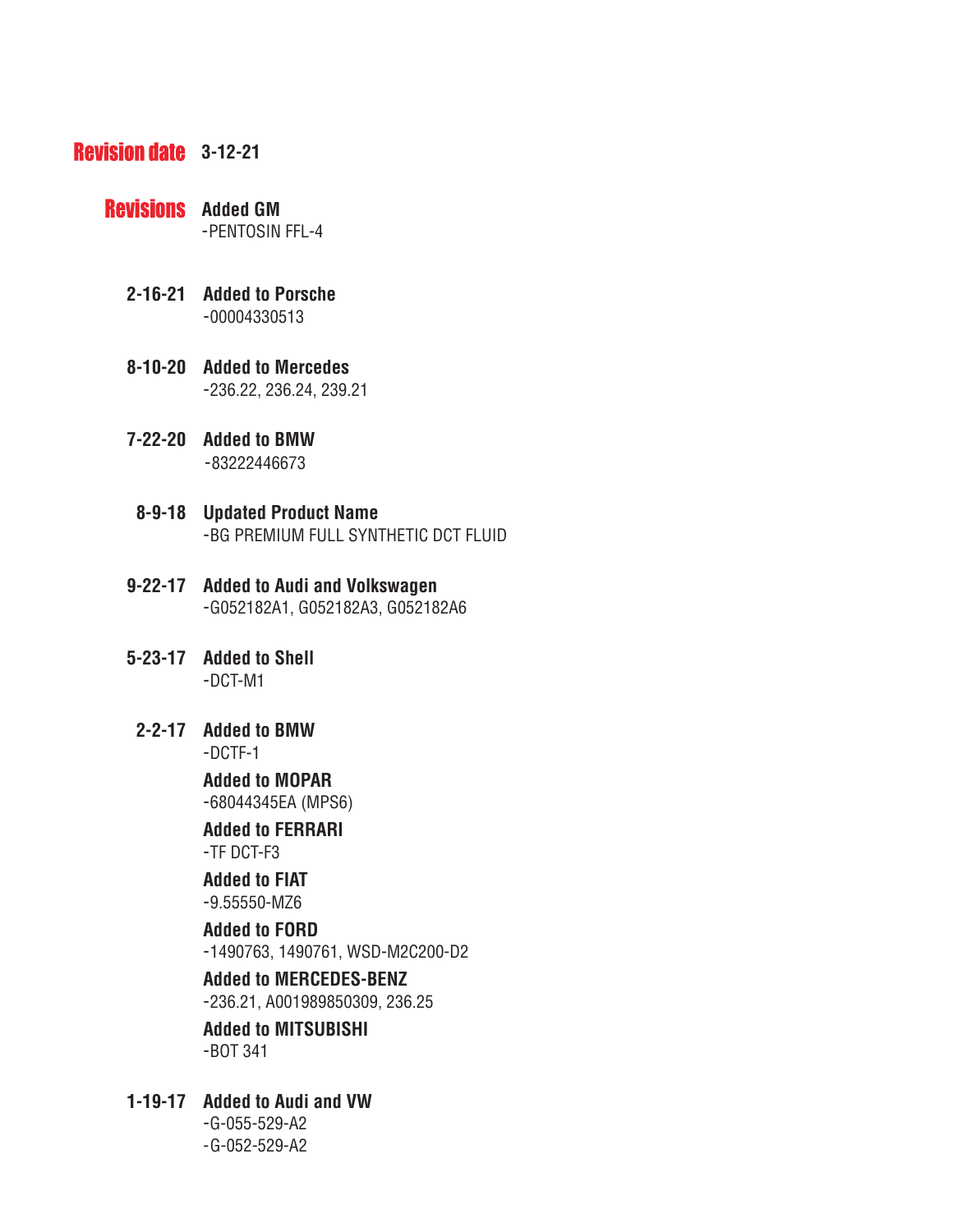**Revision date** **3-12-21**

**Revisions** **Added GM**
-PENTOSIN FFL-4

**2-16-21** **Added to Porsche**
-00004330513

**8-10-20** **Added to Mercedes**
-236.22, 236.24, 239.21

**7-22-20** **Added to BMW**
-83222446673

**8-9-18** **Updated Product Name**
-BG PREMIUM FULL SYNTHETIC DCT FLUID

**9-22-17** **Added to Audi and Volkswagen**
-G052182A1, G052182A3, G052182A6

**5-23-17** **Added to Shell**
-DCT-M1

**2-2-17** **Added to BMW**
-DCTF-1

**Added to MOPAR**
-68044345EA (MPS6)

**Added to FERRARI**
-TF DCT-F3

**Added to FIAT**
-9.55550-MZ6

**Added to FORD**
-1490763, 1490761, WSD-M2C200-D2

**Added to MERCEDES-BENZ**
-236.21, A001989850309, 236.25

**Added to MITSUBISHI**
-BOT 341

**1-19-17** **Added to Audi and VW**
-G-055-529-A2
-G-052-529-A2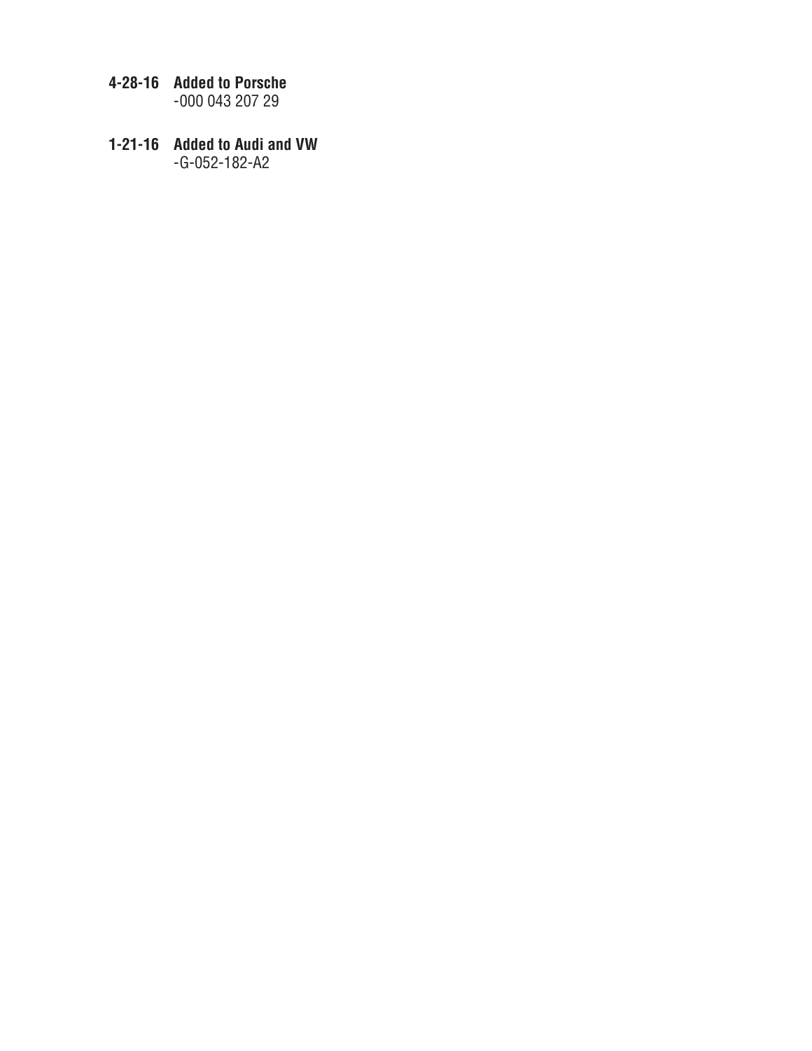**4-28-16 Added to Porsche**
-000 043 207 29

**1-21-16 Added to Audi and VW**
-G-052-182-A2